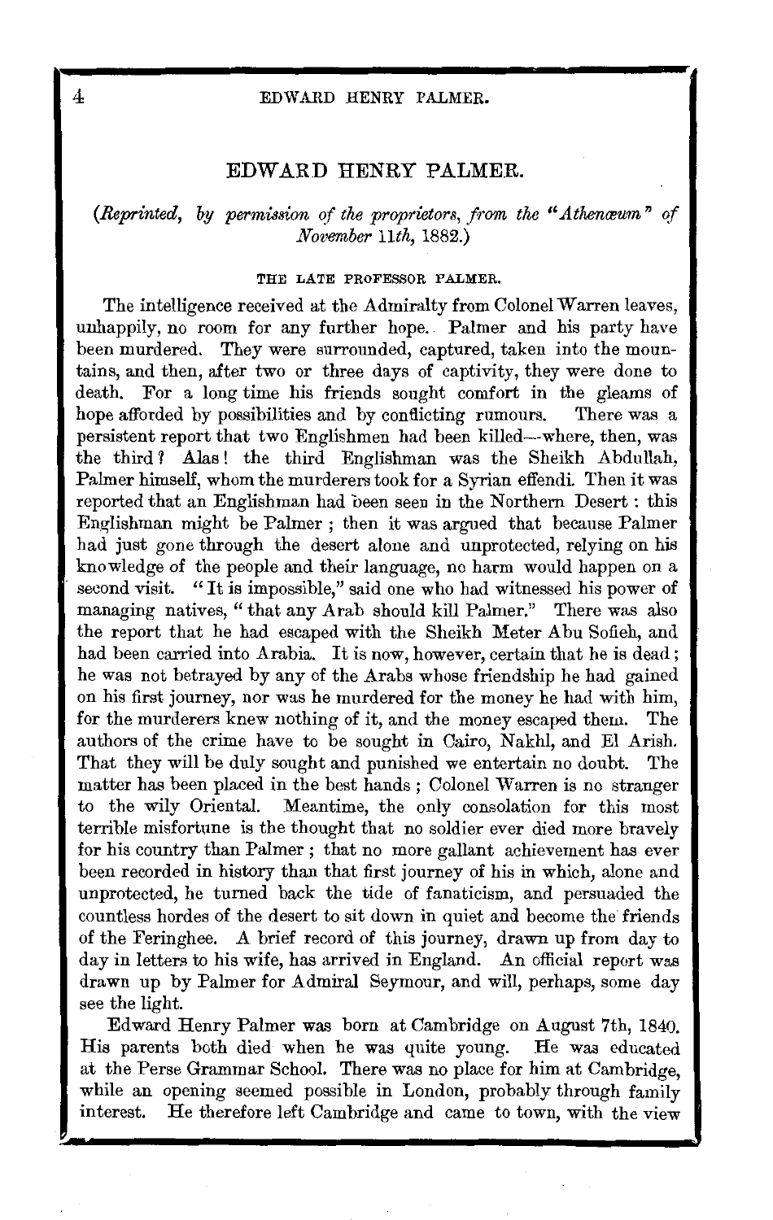# EDWARD HENRY PALMER.

*(Reprinted, by permission of the proprietors, from the "Athenæum" of November 11th, 1882.)*

### THE LATE PROFESSOR PALMER.

The intelligence received at the Admiralty from Colonel Warren leaves, unhappily, no room for any further hope. Palmer and his party have been murdered. They were surrounded, captured, taken into the mountains, and then, after two or three days of captivity, they were done to death. For a long time his friends sought comfort in the gleams of hope afforded by possibilities and by conflicting rumours. There was a persistent report that two Englishmen had been killed—where, then, was the third? Alas! the third Englishman was the Sheikh Abdullah, Palmer himself, whom the murderers took for a Syrian effendi. Then it was reported that an Englishman had been seen in the Northern Desert: this Englishman might be Palmer; then it was argued that because Palmer had just gone through the desert alone and unprotected, relying on his knowledge of the people and their language, no harm would happen on a second visit. "It is impossible," said one who had witnessed his power of managing natives, "that any Arab should kill Palmer." There was also the report that he had escaped with the Sheikh Meter Abu Sofieh, and had been carried into Arabia. It is now, however, certain that he is dead; he was not betrayed by any of the Arabs whose friendship he had gained on his first journey, nor was he murdered for the money he had with him, for the murderers knew nothing of it, and the money escaped them. The authors of the crime have to be sought in Cairo, Nakhl, and El Arish. That they will be duly sought and punished we entertain no doubt. The matter has been placed in the best hands; Colonel Warren is no stranger to the wily Oriental. Meantime, the only consolation for this most terrible misfortune is the thought that no soldier ever died more bravely for his country than Palmer; that no more gallant achievement has ever been recorded in history than that first journey of his in which, alone and unprotected, he turned back the tide of fanaticism, and persuaded the countless hordes of the desert to sit down in quiet and become the friends of the Feringhee. A brief record of this journey, drawn up from day to day in letters to his wife, has arrived in England. An official report was drawn up by Palmer for Admiral Seymour, and will, perhaps, some day see the light.

Edward Henry Palmer was born at Cambridge on August 7th, 1840. His parents both died when he was quite young. He was educated at the Perse Grammar School. There was no place for him at Cambridge, while an opening seemed possible in London, probably through family interest. He therefore left Cambridge and came to town, with the view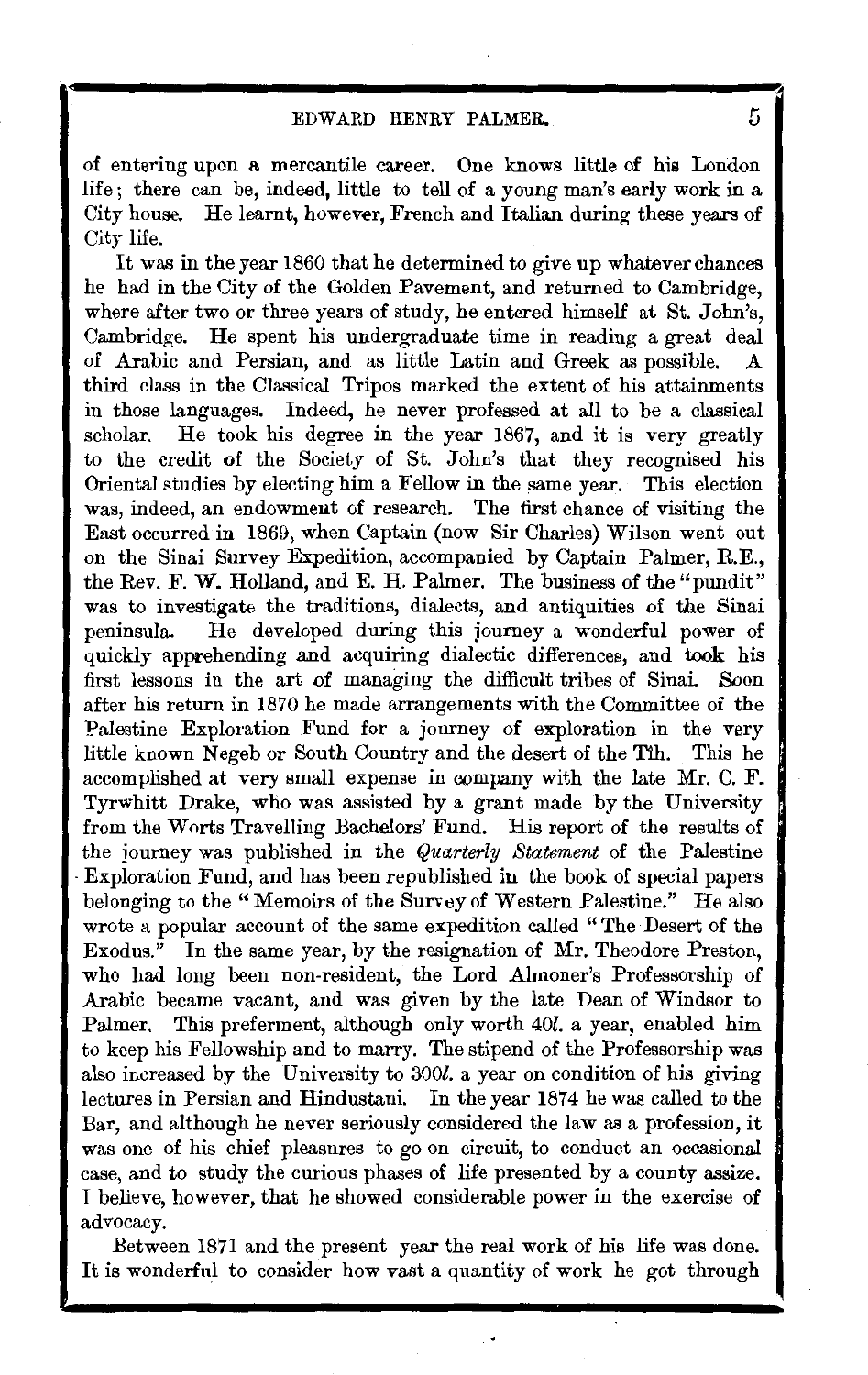of entering upon a mercantile career. One knows little of his London life; there can be, indeed, little to tell of a young man's early work in a City house. He learnt, however, French and Italian during these years of City life.

It was in the year 1860 that he determined to give up whatever chances he had in the City of the Golden Pavement, and returned to Cambridge, where after two or three years of study, he entered himself at St. John's, Cambridge. He spent his undergraduate time in reading a great deal of Arabic and Persian, and as little Latin and Greek as possible. A third class in the Classical Tripos marked the extent of his attainments in those languages. Indeed, he never professed at all to be a classical scholar. He took his degree in the year 1867, and it is very greatly to the credit of the Society of St. John's that they recognised his Oriental studies by electing him a Fellow in the same year. This election was, indeed, an endowment of research. The first chance of visiting the East occurred in 1869, when Captain (now Sir Charles) Wilson went out on the Sinai Survey Expedition, accompanied by Captain Palmer, R.E., the Rev. F. W. Holland, and E. H. Palmer. The business of the "pundit" was to investigate the traditions, dialects, and antiquities of the Sinai peninsula. He developed during this journey a wonderful power of quickly apprehending and acquiring dialectic differences, and took his first lessons in the art of managing the difficult tribes of Sinai. Soon after his return in 1870 he made arrangements with the Committee of the Palestine Exploration Fund for a journey of exploration in the very little known Negeb or South Country and the desert of the Tîh. This he accomplished at very small expense in company with the late Mr. C. F. Tyrwhitt Drake, who was assisted by a grant made by the University from the Worts Travelling Bachelors' Fund. His report of the results of the journey was published in the *Quarterly Statement* of the Palestine Exploration Fund, and has been republished in the book of special papers belonging to the "Memoirs of the Survey of Western Palestine." He also wrote a popular account of the same expedition called "The Desert of the Exodus." In the same year, by the resignation of Mr. Theodore Preston, who had long been non-resident, the Lord Almoner's Professorship of Arabic became vacant, and was given by the late Dean of Windsor to Palmer. This preferment, although only worth 40*l.* a year, enabled him to keep his Fellowship and to marry. The stipend of the Professorship was also increased by the University to 300*l.* a year on condition of his giving lectures in Persian and Hindustani. In the year 1874 he was called to the Bar, and although he never seriously considered the law as a profession, it was one of his chief pleasures to go on circuit, to conduct an occasional case, and to study the curious phases of life presented by a county assize. I believe, however, that he showed considerable power in the exercise of advocacy.

Between 1871 and the present year the real work of his life was done. It is wonderful to consider how vast a quantity of work he got through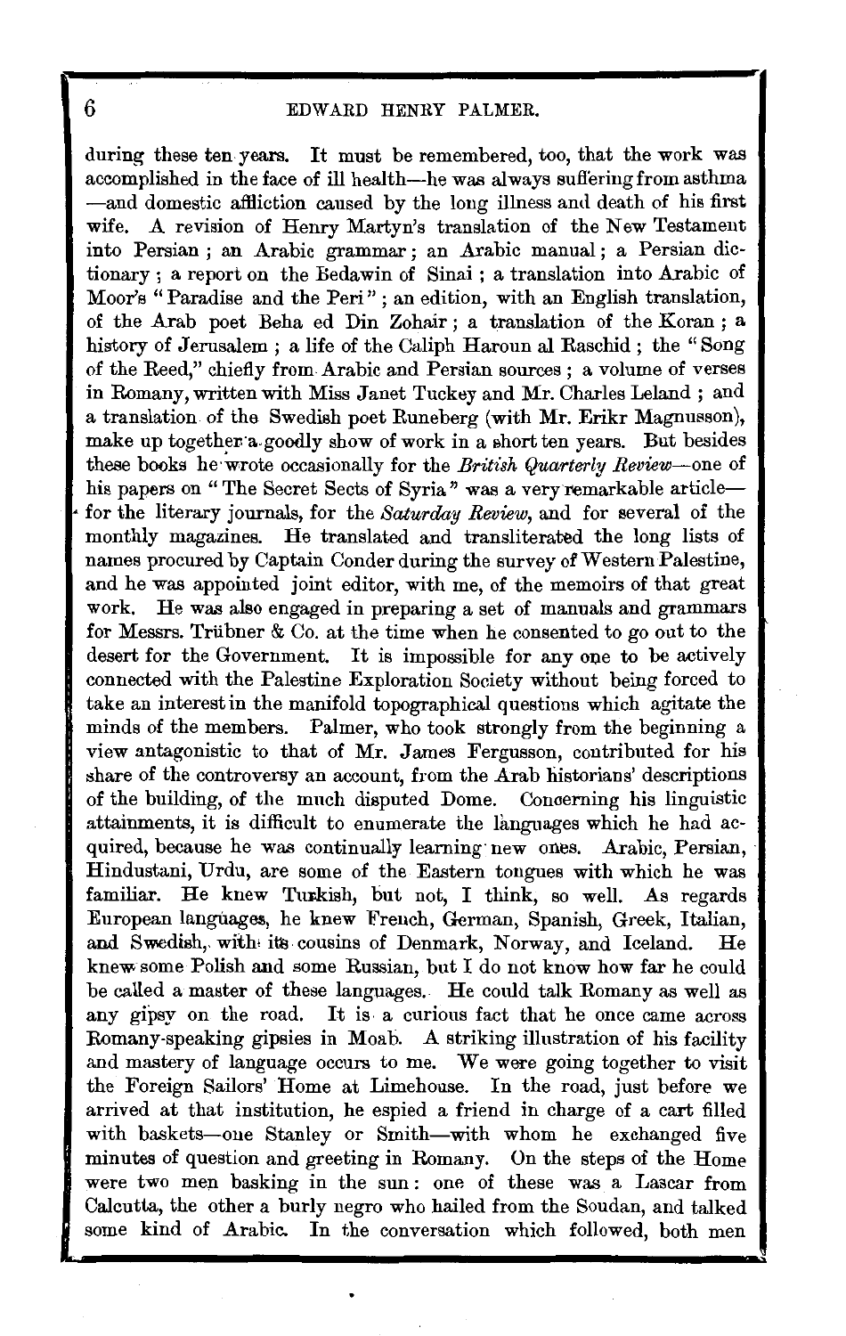during these ten years. It must be remembered, too, that the work was accomplished in the face of ill health—he was always suffering from asthma—and domestic affliction caused by the long illness and death of his first wife. A revision of Henry Martyn's translation of the New Testament into Persian; an Arabic grammar; an Arabic manual; a Persian dictionary; a report on the Bedawin of Sinai; a translation into Arabic of Moor's "Paradise and the Peri"; an edition, with an English translation, of the Arab poet Beha ed Din Zohair; a translation of the Koran; a history of Jerusalem; a life of the Caliph Haroun al Raschid; the "Song of the Reed," chiefly from Arabic and Persian sources; a volume of verses in Romany, written with Miss Janet Tuckey and Mr. Charles Leland; and a translation of the Swedish poet Runeberg (with Mr. Erikr Magnusson), make up together a goodly show of work in a short ten years. But besides these books he wrote occasionally for the *British Quarterly Review*—one of his papers on "The Secret Sects of Syria" was a very remarkable article—for the literary journals, for the *Saturday Review*, and for several of the monthly magazines. He translated and transliterated the long lists of names procured by Captain Conder during the survey of Western Palestine, and he was appointed joint editor, with me, of the memoirs of that great work. He was also engaged in preparing a set of manuals and grammars for Messrs. Trübner & Co. at the time when he consented to go out to the desert for the Government. It is impossible for any one to be actively connected with the Palestine Exploration Society without being forced to take an interest in the manifold topographical questions which agitate the minds of the members. Palmer, who took strongly from the beginning a view antagonistic to that of Mr. James Fergusson, contributed for his share of the controversy an account, from the Arab historians' descriptions of the building, of the much disputed Dome. Concerning his linguistic attainments, it is difficult to enumerate the languages which he had acquired, because he was continually learning new ones. Arabic, Persian, Hindustani, Urdu, are some of the Eastern tongues with which he was familiar. He knew Turkish, but not, I think, so well. As regards European languages, he knew French, German, Spanish, Greek, Italian, and Swedish, with its cousins of Denmark, Norway, and Iceland. He knew some Polish and some Russian, but I do not know how far he could be called a master of these languages. He could talk Romany as well as any gipsy on the road. It is a curious fact that he once came across Romany-speaking gipsies in Moab. A striking illustration of his facility and mastery of language occurs to me. We were going together to visit the Foreign Sailors' Home at Limehouse. In the road, just before we arrived at that institution, he espied a friend in charge of a cart filled with baskets—one Stanley or Smith—with whom he exchanged five minutes of question and greeting in Romany. On the steps of the Home were two men basking in the sun: one of these was a Lascar from Calcutta, the other a burly negro who hailed from the Soudan, and talked some kind of Arabic. In the conversation which followed, both men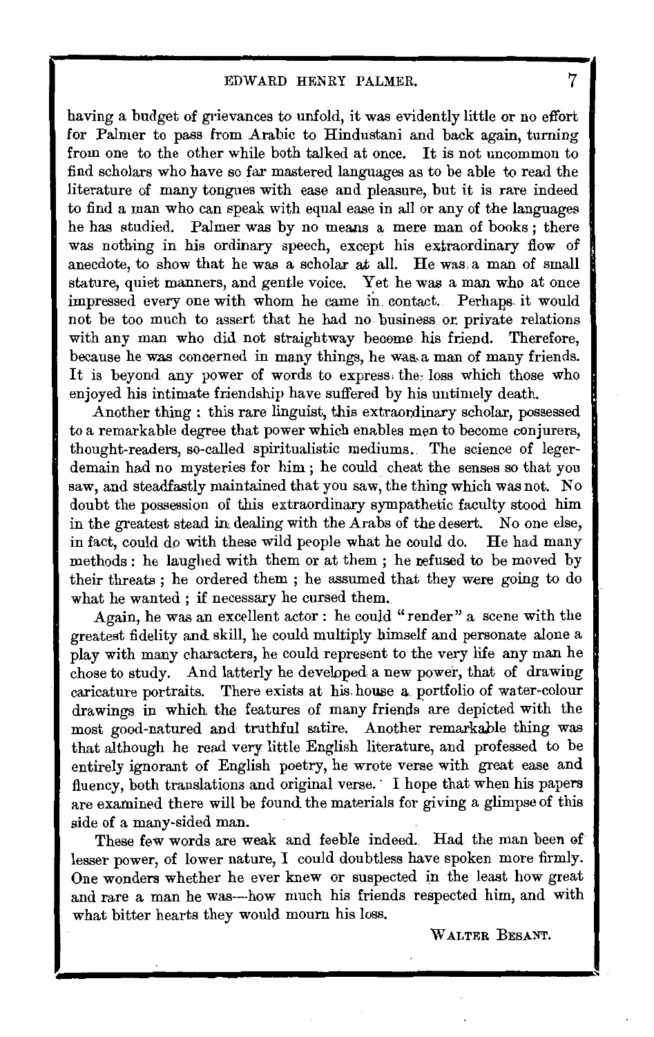having a budget of grievances to unfold, it was evidently little or no effort for Palmer to pass from Arabic to Hindustani and back again, turning from one to the other while both talked at once. It is not uncommon to find scholars who have so far mastered languages as to be able to read the literature of many tongues with ease and pleasure, but it is rare indeed to find a man who can speak with equal ease in all or any of the languages he has studied. Palmer was by no means a mere man of books; there was nothing in his ordinary speech, except his extraordinary flow of anecdote, to show that he was a scholar at all. He was a man of small stature, quiet manners, and gentle voice. Yet he was a man who at once impressed every one with whom he came in contact. Perhaps it would not be too much to assert that he had no business or private relations with any man who did not straightway become his friend. Therefore, because he was concerned in many things, he was a man of many friends. It is beyond any power of words to express the loss which those who enjoyed his intimate friendship have suffered by his untimely death.

Another thing: this rare linguist, this extraordinary scholar, possessed to a remarkable degree that power which enables men to become conjurers, thought-readers, so-called spiritualistic mediums. The science of legerdemain had no mysteries for him; he could cheat the senses so that you saw, and steadfastly maintained that you saw, the thing which was not. No doubt the possession of this extraordinary sympathetic faculty stood him in the greatest stead in dealing with the Arabs of the desert. No one else, in fact, could do with these wild people what he could do. He had many methods: he laughed with them or at them; he refused to be moved by their threats; he ordered them; he assumed that they were going to do what he wanted; if necessary he cursed them.

Again, he was an excellent actor: he could "render" a scene with the greatest fidelity and skill, he could multiply himself and personate alone a play with many characters, he could represent to the very life any man he chose to study. And latterly he developed a new power, that of drawing caricature portraits. There exists at his house a portfolio of water-colour drawings in which the features of many friends are depicted with the most good-natured and truthful satire. Another remarkable thing was that although he read very little English literature, and professed to be entirely ignorant of English poetry, he wrote verse with great ease and fluency, both translations and original verse. I hope that when his papers are examined there will be found the materials for giving a glimpse of this side of a many-sided man.

These few words are weak and feeble indeed. Had the man been of lesser power, of lower nature, I could doubtless have spoken more firmly. One wonders whether he ever knew or suspected in the least how great and rare a man he was—how much his friends respected him, and with what bitter hearts they would mourn his loss.

WALTER BESANT.